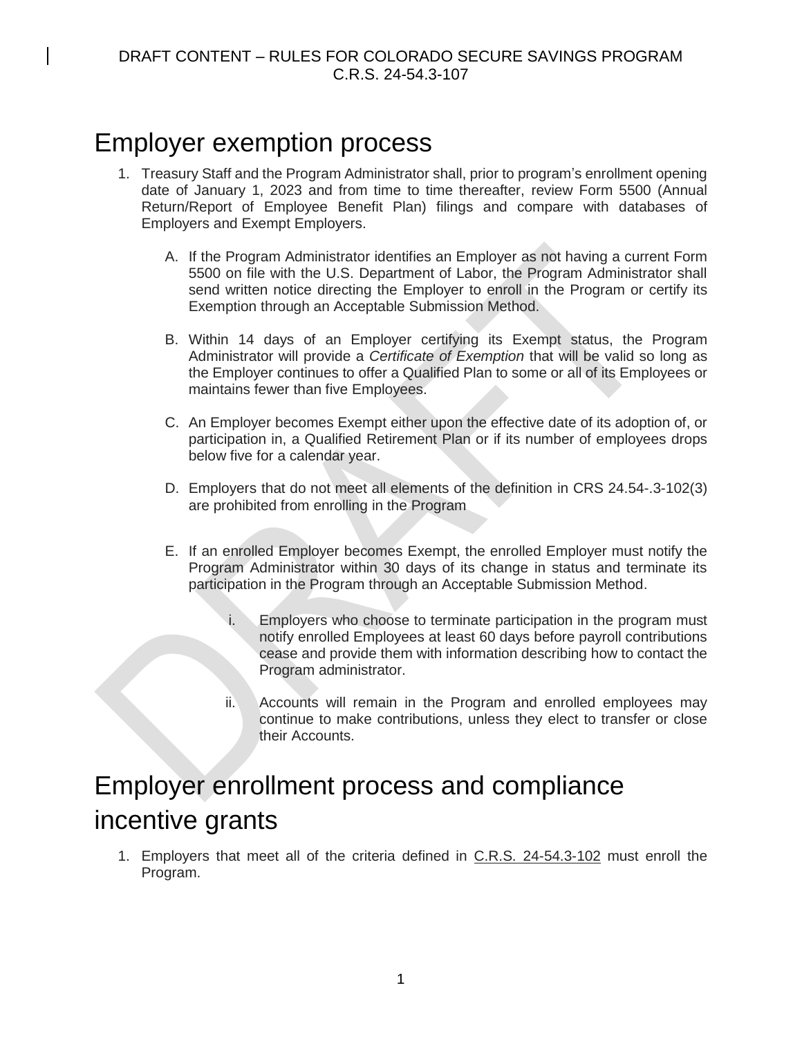DRAFT CONTENT – RULES FOR COLORADO SECURE SAVINGS PROGRAM
C.R.S. 24-54.3-107

# Employer exemption process

1. Treasury Staff and the Program Administrator shall, prior to program's enrollment opening date of January 1, 2023 and from time to time thereafter, review Form 5500 (Annual Return/Report of Employee Benefit Plan) filings and compare with databases of Employers and Exempt Employers.

   A. If the Program Administrator identifies an Employer as not having a current Form 5500 on file with the U.S. Department of Labor, the Program Administrator shall send written notice directing the Employer to enroll in the Program or certify its Exemption through an Acceptable Submission Method.

   B. Within 14 days of an Employer certifying its Exempt status, the Program Administrator will provide a *Certificate of Exemption* that will be valid so long as the Employer continues to offer a Qualified Plan to some or all of its Employees or maintains fewer than five Employees.

   C. An Employer becomes Exempt either upon the effective date of its adoption of, or participation in, a Qualified Retirement Plan or if its number of employees drops below five for a calendar year.

   D. Employers that do not meet all elements of the definition in CRS 24.54-.3-102(3) are prohibited from enrolling in the Program

   E. If an enrolled Employer becomes Exempt, the enrolled Employer must notify the Program Administrator within 30 days of its change in status and terminate its participation in the Program through an Acceptable Submission Method.

      i. Employers who choose to terminate participation in the program must notify enrolled Employees at least 60 days before payroll contributions cease and provide them with information describing how to contact the Program administrator.

      ii. Accounts will remain in the Program and enrolled employees may continue to make contributions, unless they elect to transfer or close their Accounts.

# Employer enrollment process and compliance incentive grants

1. Employers that meet all of the criteria defined in C.R.S. 24-54.3-102 must enroll the Program.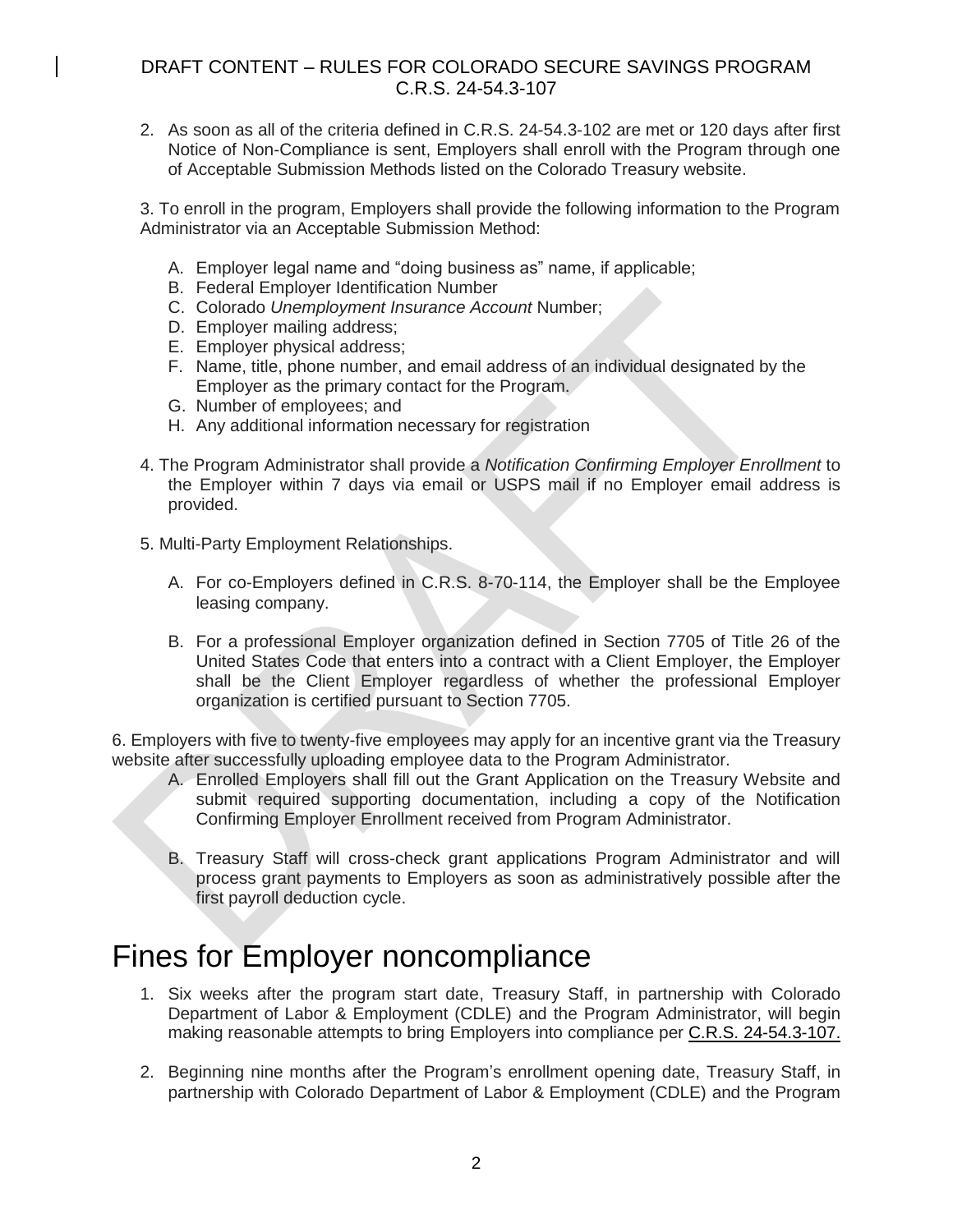2. As soon as all of the criteria defined in C.R.S. 24-54.3-102 are met or 120 days after first Notice of Non-Compliance is sent, Employers shall enroll with the Program through one of Acceptable Submission Methods listed on the Colorado Treasury website.

3. To enroll in the program, Employers shall provide the following information to the Program Administrator via an Acceptable Submission Method:

   A. Employer legal name and "doing business as" name, if applicable;
   B. Federal Employer Identification Number
   C. Colorado *Unemployment Insurance Account* Number;
   D. Employer mailing address;
   E. Employer physical address;
   F. Name, title, phone number, and email address of an individual designated by the Employer as the primary contact for the Program.
   G. Number of employees; and
   H. Any additional information necessary for registration

4. The Program Administrator shall provide a *Notification Confirming Employer Enrollment* to the Employer within 7 days via email or USPS mail if no Employer email address is provided.

5. Multi-Party Employment Relationships.

   A. For co-Employers defined in C.R.S. 8-70-114, the Employer shall be the Employee leasing company.

   B. For a professional Employer organization defined in Section 7705 of Title 26 of the United States Code that enters into a contract with a Client Employer, the Employer shall be the Client Employer regardless of whether the professional Employer organization is certified pursuant to Section 7705.

6. Employers with five to twenty-five employees may apply for an incentive grant via the Treasury website after successfully uploading employee data to the Program Administrator.

   A. Enrolled Employers shall fill out the Grant Application on the Treasury Website and submit required supporting documentation, including a copy of the Notification Confirming Employer Enrollment received from Program Administrator.

   B. Treasury Staff will cross-check grant applications Program Administrator and will process grant payments to Employers as soon as administratively possible after the first payroll deduction cycle.

# Fines for Employer noncompliance

1. Six weeks after the program start date, Treasury Staff, in partnership with Colorado Department of Labor & Employment (CDLE) and the Program Administrator, will begin making reasonable attempts to bring Employers into compliance per C.R.S. 24-54.3-107.

2. Beginning nine months after the Program's enrollment opening date, Treasury Staff, in partnership with Colorado Department of Labor & Employment (CDLE) and the Program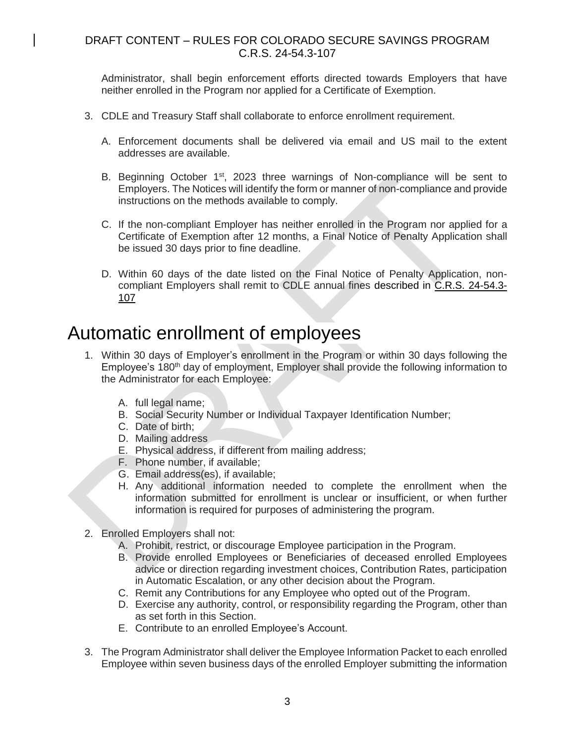Administrator, shall begin enforcement efforts directed towards Employers that have neither enrolled in the Program nor applied for a Certificate of Exemption.

3. CDLE and Treasury Staff shall collaborate to enforce enrollment requirement.

   A. Enforcement documents shall be delivered via email and US mail to the extent addresses are available.

   B. Beginning October 1st, 2023 three warnings of Non-compliance will be sent to Employers. The Notices will identify the form or manner of non-compliance and provide instructions on the methods available to comply.

   C. If the non-compliant Employer has neither enrolled in the Program nor applied for a Certificate of Exemption after 12 months, a Final Notice of Penalty Application shall be issued 30 days prior to fine deadline.

   D. Within 60 days of the date listed on the Final Notice of Penalty Application, non-compliant Employers shall remit to CDLE annual fines described in C.R.S. 24-54.3-107

# Automatic enrollment of employees

1. Within 30 days of Employer's enrollment in the Program or within 30 days following the Employee's 180th day of employment, Employer shall provide the following information to the Administrator for each Employee:

   A. full legal name;
   B. Social Security Number or Individual Taxpayer Identification Number;
   C. Date of birth;
   D. Mailing address
   E. Physical address, if different from mailing address;
   F. Phone number, if available;
   G. Email address(es), if available;
   H. Any additional information needed to complete the enrollment when the information submitted for enrollment is unclear or insufficient, or when further information is required for purposes of administering the program.

2. Enrolled Employers shall not:
   A. Prohibit, restrict, or discourage Employee participation in the Program.
   B. Provide enrolled Employees or Beneficiaries of deceased enrolled Employees advice or direction regarding investment choices, Contribution Rates, participation in Automatic Escalation, or any other decision about the Program.
   C. Remit any Contributions for any Employee who opted out of the Program.
   D. Exercise any authority, control, or responsibility regarding the Program, other than as set forth in this Section.
   E. Contribute to an enrolled Employee's Account.

3. The Program Administrator shall deliver the Employee Information Packet to each enrolled Employee within seven business days of the enrolled Employer submitting the information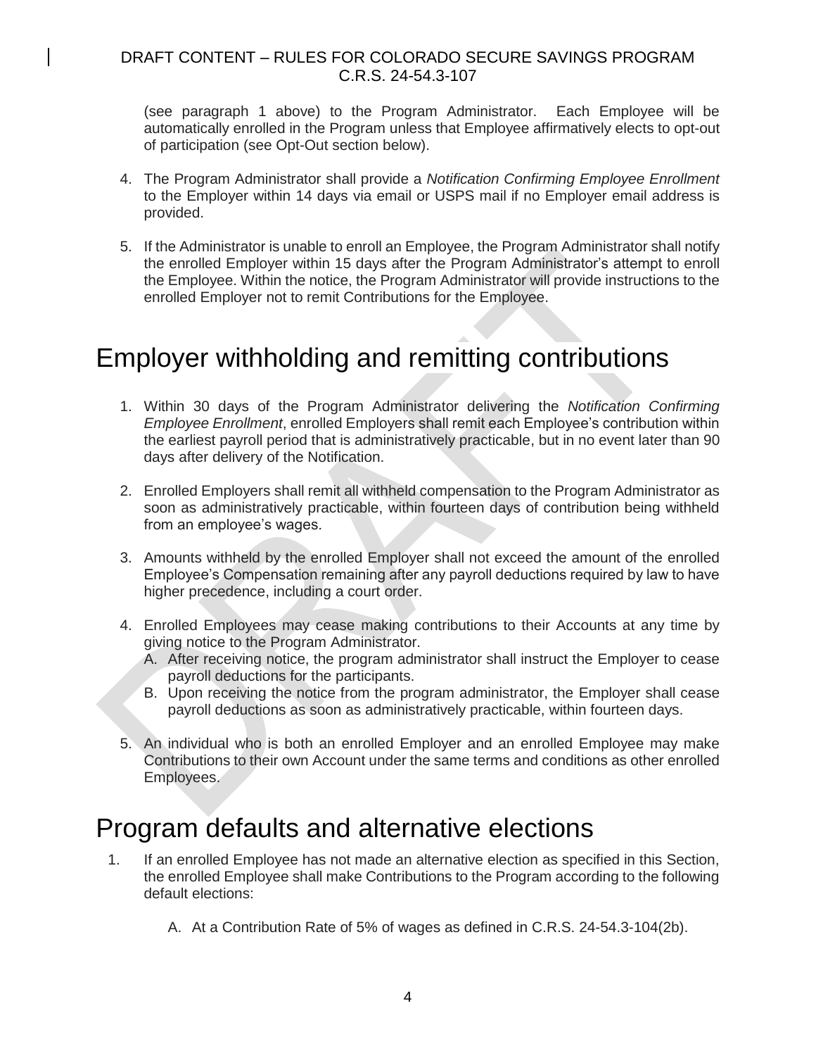(see paragraph 1 above) to the Program Administrator. Each Employee will be automatically enrolled in the Program unless that Employee affirmatively elects to opt-out of participation (see Opt-Out section below).

4. The Program Administrator shall provide a *Notification Confirming Employee Enrollment* to the Employer within 14 days via email or USPS mail if no Employer email address is provided.

5. If the Administrator is unable to enroll an Employee, the Program Administrator shall notify the enrolled Employer within 15 days after the Program Administrator's attempt to enroll the Employee. Within the notice, the Program Administrator will provide instructions to the enrolled Employer not to remit Contributions for the Employee.

# Employer withholding and remitting contributions

1. Within 30 days of the Program Administrator delivering the *Notification Confirming Employee Enrollment*, enrolled Employers shall remit each Employee's contribution within the earliest payroll period that is administratively practicable, but in no event later than 90 days after delivery of the Notification.

2. Enrolled Employers shall remit all withheld compensation to the Program Administrator as soon as administratively practicable, within fourteen days of contribution being withheld from an employee's wages.

3. Amounts withheld by the enrolled Employer shall not exceed the amount of the enrolled Employee's Compensation remaining after any payroll deductions required by law to have higher precedence, including a court order.

4. Enrolled Employees may cease making contributions to their Accounts at any time by giving notice to the Program Administrator.
   A. After receiving notice, the program administrator shall instruct the Employer to cease payroll deductions for the participants.
   B. Upon receiving the notice from the program administrator, the Employer shall cease payroll deductions as soon as administratively practicable, within fourteen days.

5. An individual who is both an enrolled Employer and an enrolled Employee may make Contributions to their own Account under the same terms and conditions as other enrolled Employees.

# Program defaults and alternative elections

1. If an enrolled Employee has not made an alternative election as specified in this Section, the enrolled Employee shall make Contributions to the Program according to the following default elections:

   A. At a Contribution Rate of 5% of wages as defined in C.R.S. 24-54.3-104(2b).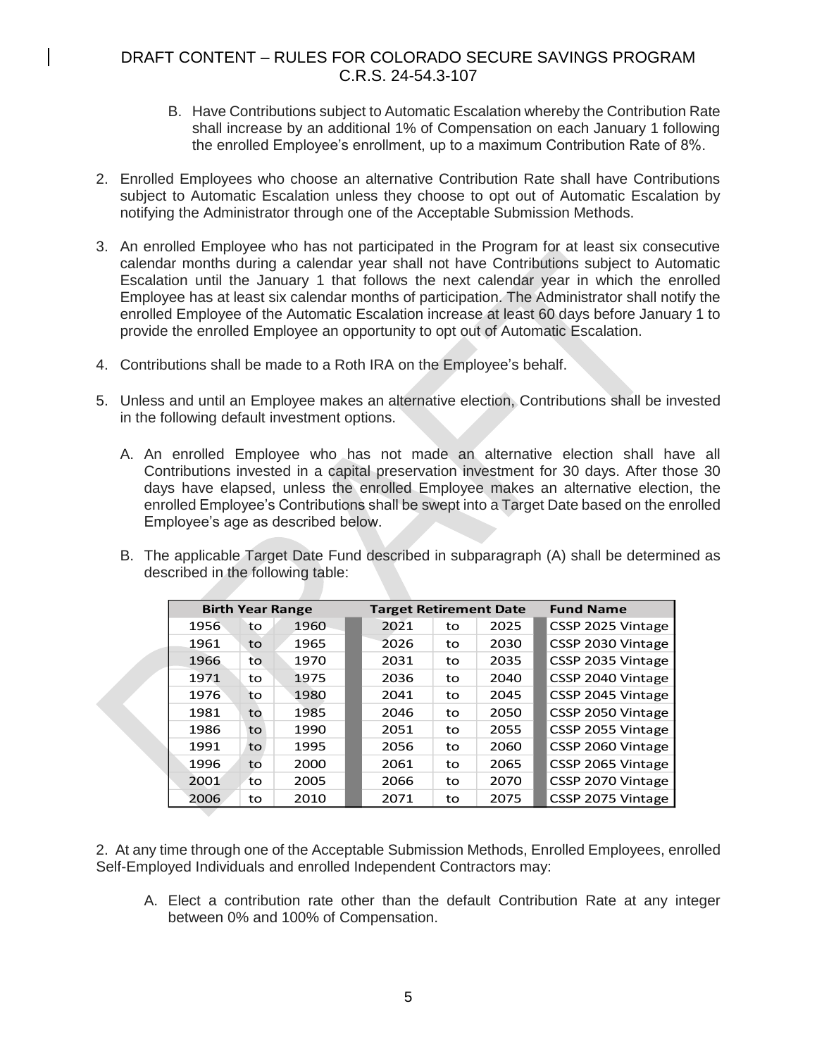B. Have Contributions subject to Automatic Escalation whereby the Contribution Rate shall increase by an additional 1% of Compensation on each January 1 following the enrolled Employee's enrollment, up to a maximum Contribution Rate of 8%.

2. Enrolled Employees who choose an alternative Contribution Rate shall have Contributions subject to Automatic Escalation unless they choose to opt out of Automatic Escalation by notifying the Administrator through one of the Acceptable Submission Methods.

3. An enrolled Employee who has not participated in the Program for at least six consecutive calendar months during a calendar year shall not have Contributions subject to Automatic Escalation until the January 1 that follows the next calendar year in which the enrolled Employee has at least six calendar months of participation. The Administrator shall notify the enrolled Employee of the Automatic Escalation increase at least 60 days before January 1 to provide the enrolled Employee an opportunity to opt out of Automatic Escalation.

4. Contributions shall be made to a Roth IRA on the Employee's behalf.

5. Unless and until an Employee makes an alternative election, Contributions shall be invested in the following default investment options.

   A. An enrolled Employee who has not made an alternative election shall have all Contributions invested in a capital preservation investment for 30 days. After those 30 days have elapsed, unless the enrolled Employee makes an alternative election, the enrolled Employee's Contributions shall be swept into a Target Date based on the enrolled Employee's age as described below.

   B. The applicable Target Date Fund described in subparagraph (A) shall be determined as described in the following table:

| Birth Year Range | | | Target Retirement Date | | | Fund Name |
|---|---|---|---|---|---|---|
| 1956 | to | 1960 | 2021 | to | 2025 | CSSP 2025 Vintage |
| 1961 | to | 1965 | 2026 | to | 2030 | CSSP 2030 Vintage |
| 1966 | to | 1970 | 2031 | to | 2035 | CSSP 2035 Vintage |
| 1971 | to | 1975 | 2036 | to | 2040 | CSSP 2040 Vintage |
| 1976 | to | 1980 | 2041 | to | 2045 | CSSP 2045 Vintage |
| 1981 | to | 1985 | 2046 | to | 2050 | CSSP 2050 Vintage |
| 1986 | to | 1990 | 2051 | to | 2055 | CSSP 2055 Vintage |
| 1991 | to | 1995 | 2056 | to | 2060 | CSSP 2060 Vintage |
| 1996 | to | 2000 | 2061 | to | 2065 | CSSP 2065 Vintage |
| 2001 | to | 2005 | 2066 | to | 2070 | CSSP 2070 Vintage |
| 2006 | to | 2010 | 2071 | to | 2075 | CSSP 2075 Vintage |

2. At any time through one of the Acceptable Submission Methods, Enrolled Employees, enrolled Self-Employed Individuals and enrolled Independent Contractors may:

   A. Elect a contribution rate other than the default Contribution Rate at any integer between 0% and 100% of Compensation.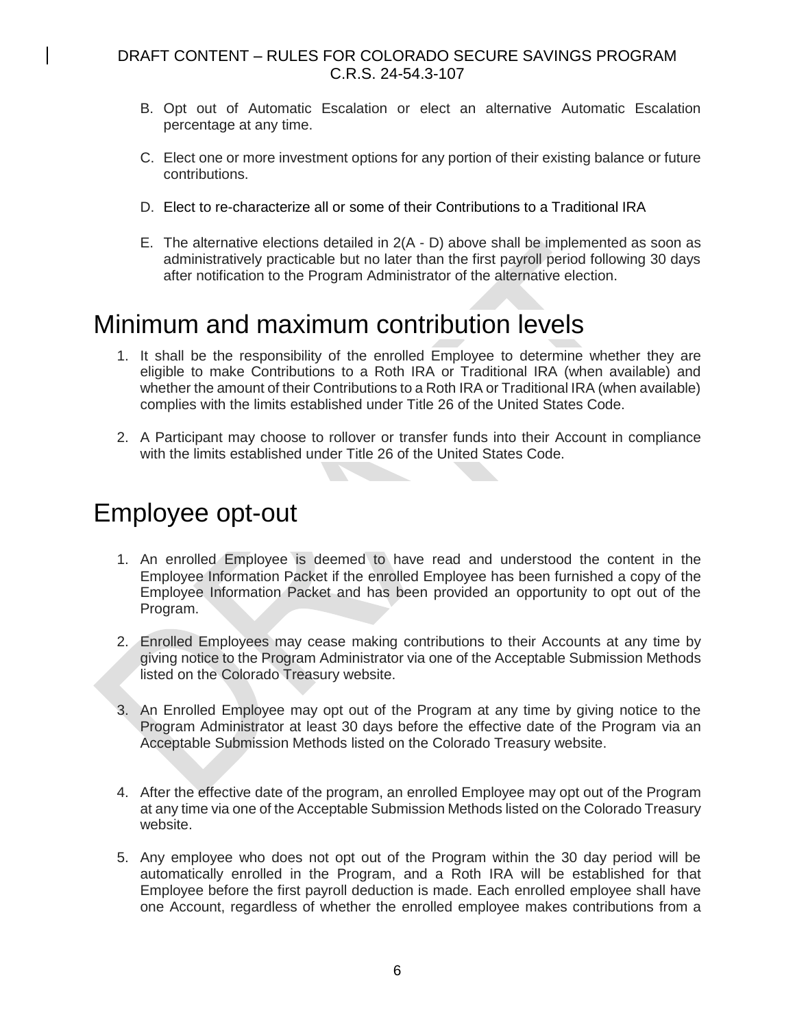B. Opt out of Automatic Escalation or elect an alternative Automatic Escalation percentage at any time.

C. Elect one or more investment options for any portion of their existing balance or future contributions.

D. Elect to re-characterize all or some of their Contributions to a Traditional IRA

E. The alternative elections detailed in 2(A - D) above shall be implemented as soon as administratively practicable but no later than the first payroll period following 30 days after notification to the Program Administrator of the alternative election.

# Minimum and maximum contribution levels

1. It shall be the responsibility of the enrolled Employee to determine whether they are eligible to make Contributions to a Roth IRA or Traditional IRA (when available) and whether the amount of their Contributions to a Roth IRA or Traditional IRA (when available) complies with the limits established under Title 26 of the United States Code.

2. A Participant may choose to rollover or transfer funds into their Account in compliance with the limits established under Title 26 of the United States Code.

# Employee opt-out

1. An enrolled Employee is deemed to have read and understood the content in the Employee Information Packet if the enrolled Employee has been furnished a copy of the Employee Information Packet and has been provided an opportunity to opt out of the Program.

2. Enrolled Employees may cease making contributions to their Accounts at any time by giving notice to the Program Administrator via one of the Acceptable Submission Methods listed on the Colorado Treasury website.

3. An Enrolled Employee may opt out of the Program at any time by giving notice to the Program Administrator at least 30 days before the effective date of the Program via an Acceptable Submission Methods listed on the Colorado Treasury website.

4. After the effective date of the program, an enrolled Employee may opt out of the Program at any time via one of the Acceptable Submission Methods listed on the Colorado Treasury website.

5. Any employee who does not opt out of the Program within the 30 day period will be automatically enrolled in the Program, and a Roth IRA will be established for that Employee before the first payroll deduction is made. Each enrolled employee shall have one Account, regardless of whether the enrolled employee makes contributions from a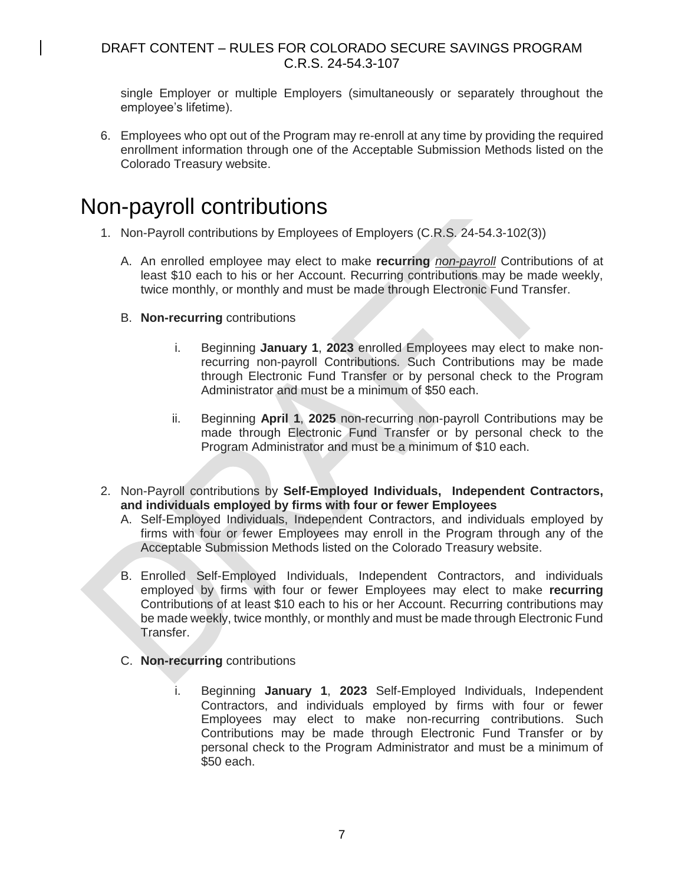single Employer or multiple Employers (simultaneously or separately throughout the employee's lifetime).

6. Employees who opt out of the Program may re-enroll at any time by providing the required enrollment information through one of the Acceptable Submission Methods listed on the Colorado Treasury website.

# Non-payroll contributions

1. Non-Payroll contributions by Employees of Employers (C.R.S. 24-54.3-102(3))

   A. An enrolled employee may elect to make **recurring** *non-payroll* Contributions of at least $10 each to his or her Account. Recurring contributions may be made weekly, twice monthly, or monthly and must be made through Electronic Fund Transfer.

   B. **Non-recurring** contributions

      i. Beginning **January 1**, **2023** enrolled Employees may elect to make non-recurring non-payroll Contributions. Such Contributions may be made through Electronic Fund Transfer or by personal check to the Program Administrator and must be a minimum of $50 each.

      ii. Beginning **April 1**, **2025** non-recurring non-payroll Contributions may be made through Electronic Fund Transfer or by personal check to the Program Administrator and must be a minimum of $10 each.

2. Non-Payroll contributions by **Self-Employed Individuals, Independent Contractors, and individuals employed by firms with four or fewer Employees**

   A. Self-Employed Individuals, Independent Contractors, and individuals employed by firms with four or fewer Employees may enroll in the Program through any of the Acceptable Submission Methods listed on the Colorado Treasury website.

   B. Enrolled Self-Employed Individuals, Independent Contractors, and individuals employed by firms with four or fewer Employees may elect to make **recurring** Contributions of at least $10 each to his or her Account. Recurring contributions may be made weekly, twice monthly, or monthly and must be made through Electronic Fund Transfer.

   C. **Non-recurring** contributions

      i. Beginning **January 1**, **2023** Self-Employed Individuals, Independent Contractors, and individuals employed by firms with four or fewer Employees may elect to make non-recurring contributions. Such Contributions may be made through Electronic Fund Transfer or by personal check to the Program Administrator and must be a minimum of $50 each.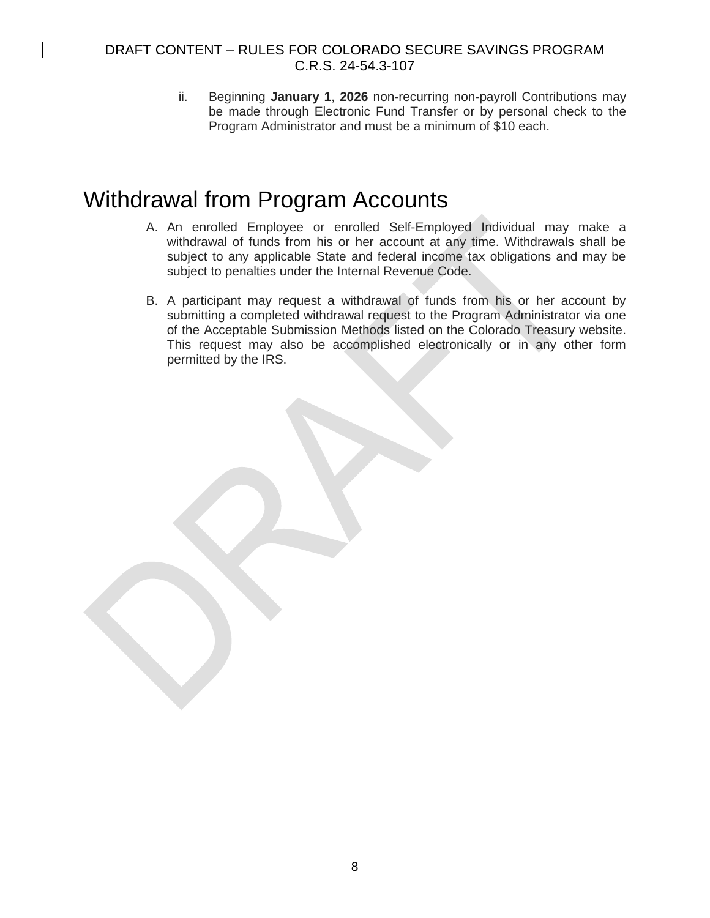ii. Beginning **January 1**, **2026** non-recurring non-payroll Contributions may be made through Electronic Fund Transfer or by personal check to the Program Administrator and must be a minimum of $10 each.

# Withdrawal from Program Accounts

A. An enrolled Employee or enrolled Self-Employed Individual may make a withdrawal of funds from his or her account at any time. Withdrawals shall be subject to any applicable State and federal income tax obligations and may be subject to penalties under the Internal Revenue Code.

B. A participant may request a withdrawal of funds from his or her account by submitting a completed withdrawal request to the Program Administrator via one of the Acceptable Submission Methods listed on the Colorado Treasury website. This request may also be accomplished electronically or in any other form permitted by the IRS.